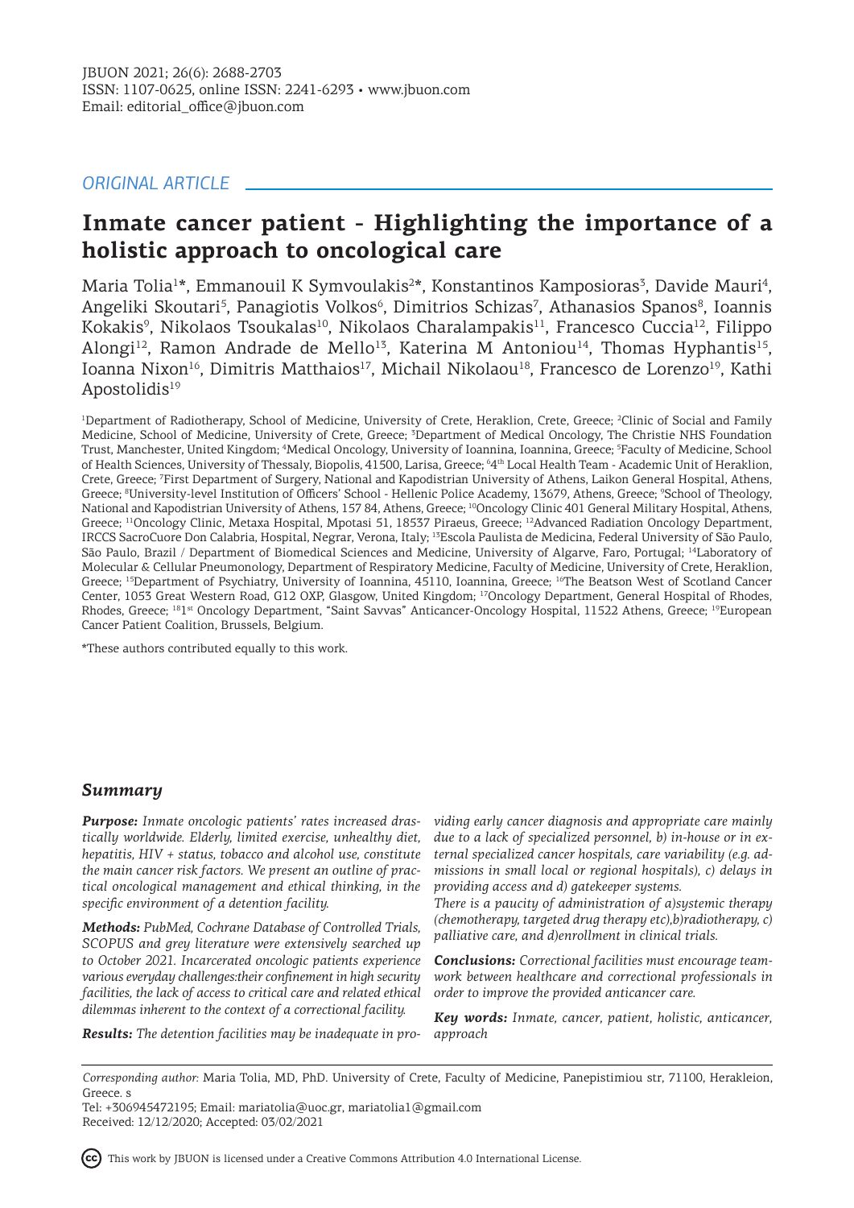JBUON 2021; 26(6): 2688-2703
ISSN: 1107-0625, online ISSN: 2241-6293 • www.jbuon.com
Email: editorial_office@jbuon.com

*ORIGINAL ARTICLE*

# Inmate cancer patient - Highlighting the importance of a holistic approach to oncological care

Maria Tolia[1]*, Emmanouil K Symvoulakis[2]*, Konstantinos Kamposioras[3], Davide Mauri[4], Angeliki Skoutari[5], Panagiotis Volkos[6], Dimitrios Schizas[7], Athanasios Spanos[8], Ioannis Kokakis[9], Nikolaos Tsoukalas[10], Nikolaos Charalampakis[11], Francesco Cuccia[12], Filippo Alongi[12], Ramon Andrade de Mello[13], Katerina M Antoniou[14], Thomas Hyphantis[15], Ioanna Nixon[16], Dimitris Matthaios[17], Michail Nikolaou[18], Francesco de Lorenzo[19], Kathi Apostolidis[19]

[1]Department of Radiotherapy, School of Medicine, University of Crete, Heraklion, Crete, Greece; [2]Clinic of Social and Family Medicine, School of Medicine, University of Crete, Greece; [3]Department of Medical Oncology, The Christie NHS Foundation Trust, Manchester, United Kingdom; [4]Medical Oncology, University of Ioannina, Ioannina, Greece; [5]Faculty of Medicine, School of Health Sciences, University of Thessaly, Biopolis, 41500, Larisa, Greece; [6]4th Local Health Team - Academic Unit of Heraklion, Crete, Greece; [7]First Department of Surgery, National and Kapodistrian University of Athens, Laikon General Hospital, Athens, Greece; [8]University-level Institution of Officers' School - Hellenic Police Academy, 13679, Athens, Greece; [9]School of Theology, National and Kapodistrian University of Athens, 157 84, Athens, Greece; [10]Oncology Clinic 401 General Military Hospital, Athens, Greece; [11]Oncology Clinic, Metaxa Hospital, Mpotasi 51, 18537 Piraeus, Greece; [12]Advanced Radiation Oncology Department, IRCCS SacroCuore Don Calabria, Hospital, Negrar, Verona, Italy; [13]Escola Paulista de Medicina, Federal University of São Paulo, São Paulo, Brazil / Department of Biomedical Sciences and Medicine, University of Algarve, Faro, Portugal; [14]Laboratory of Molecular & Cellular Pneumonology, Department of Respiratory Medicine, Faculty of Medicine, University of Crete, Heraklion, Greece; [15]Department of Psychiatry, University of Ioannina, 45110, Ioannina, Greece; [16]The Beatson West of Scotland Cancer Center, 1053 Great Western Road, G12 OXP, Glasgow, United Kingdom; [17]Oncology Department, General Hospital of Rhodes, Rhodes, Greece; [18]1st Oncology Department, "Saint Savvas" Anticancer-Oncology Hospital, 11522 Athens, Greece; [19]European Cancer Patient Coalition, Brussels, Belgium.

*These authors contributed equally to this work.

## Summary

***Purpose:*** *Inmate oncologic patients' rates increased drastically worldwide. Elderly, limited exercise, unhealthy diet, hepatitis, HIV + status, tobacco and alcohol use, constitute the main cancer risk factors. We present an outline of practical oncological management and ethical thinking, in the specific environment of a detention facility.*

***Methods:*** *PubMed, Cochrane Database of Controlled Trials, SCOPUS and grey literature were extensively searched up to October 2021. Incarcerated oncologic patients experience various everyday challenges:their confinement in high security facilities, the lack of access to critical care and related ethical dilemmas inherent to the context of a correctional facility.*

***Results:*** *The detention facilities may be inadequate in providing early cancer diagnosis and appropriate care mainly due to a lack of specialized personnel, b) in-house or in external specialized cancer hospitals, care variability (e.g. admissions in small local or regional hospitals), c) delays in providing access and d) gatekeeper systems.*

*There is a paucity of administration of a)systemic therapy (chemotherapy, targeted drug therapy etc),b)radiotherapy, c) palliative care, and d)enrollment in clinical trials.*

***Conclusions:*** *Correctional facilities must encourage teamwork between healthcare and correctional professionals in order to improve the provided anticancer care.*

***Key words:*** *Inmate, cancer, patient, holistic, anticancer, approach*

*Corresponding author:* Maria Tolia, MD, PhD. University of Crete, Faculty of Medicine, Panepistimiou str, 71100, Herakleion, Greece. s
Tel: +306945472195; Email: mariatolia@uoc.gr, mariatolia1@gmail.com
Received: 12/12/2020; Accepted: 03/02/2021

This work by JBUON is licensed under a Creative Commons Attribution 4.0 International License.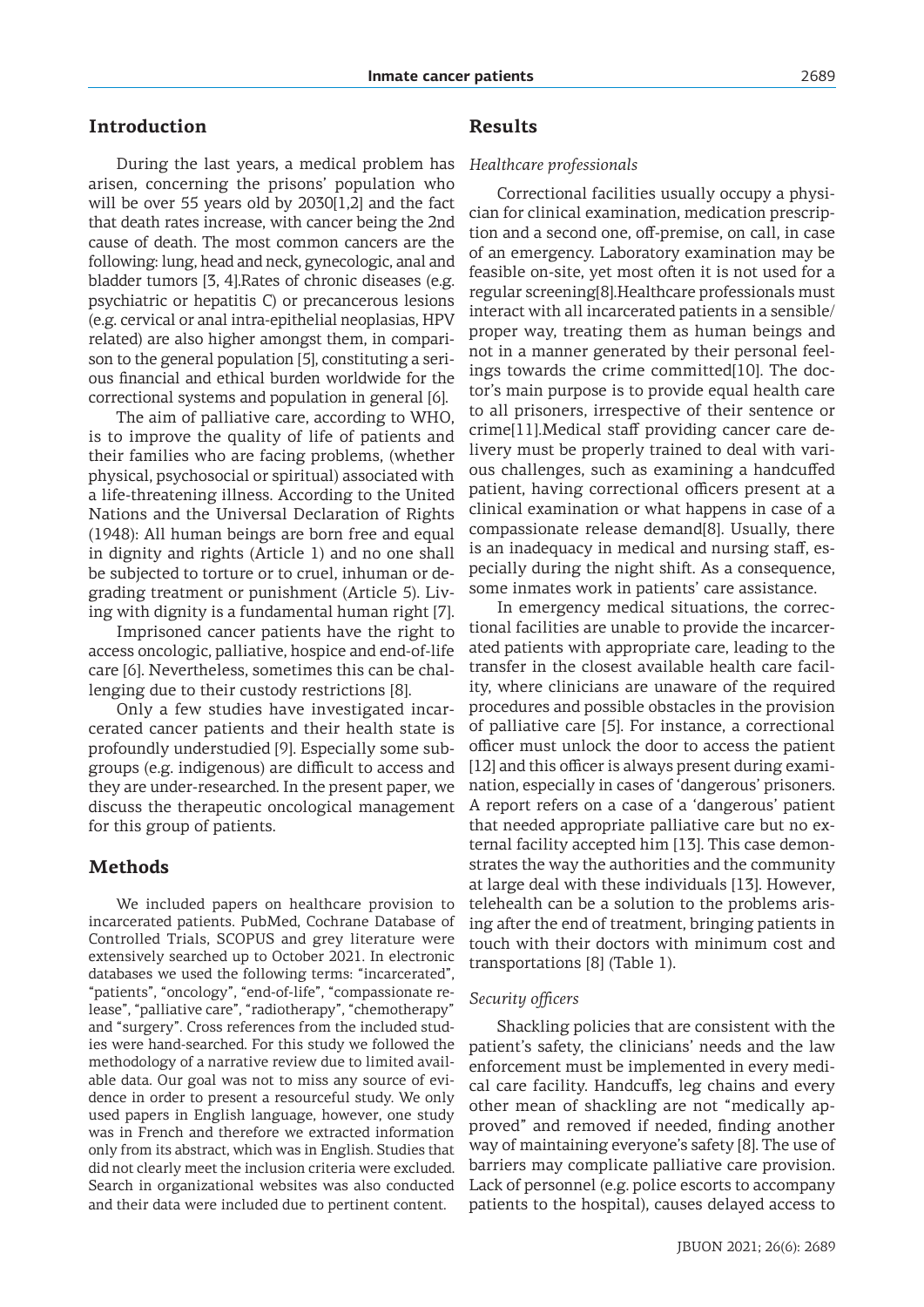## Introduction

During the last years, a medical problem has arisen, concerning the prisons' population who will be over 55 years old by 2030[1,2] and the fact that death rates increase, with cancer being the 2nd cause of death. The most common cancers are the following: lung, head and neck, gynecologic, anal and bladder tumors [3, 4].Rates of chronic diseases (e.g. psychiatric or hepatitis C) or precancerous lesions (e.g. cervical or anal intra-epithelial neoplasias, HPV related) are also higher amongst them, in comparison to the general population [5], constituting a serious financial and ethical burden worldwide for the correctional systems and population in general [6].

The aim of palliative care, according to WHO, is to improve the quality of life of patients and their families who are facing problems, (whether physical, psychosocial or spiritual) associated with a life-threatening illness. According to the United Nations and the Universal Declaration of Rights (1948): All human beings are born free and equal in dignity and rights (Article 1) and no one shall be subjected to torture or to cruel, inhuman or degrading treatment or punishment (Article 5). Living with dignity is a fundamental human right [7].

Imprisoned cancer patients have the right to access oncologic, palliative, hospice and end-of-life care [6]. Nevertheless, sometimes this can be challenging due to their custody restrictions [8].

Only a few studies have investigated incarcerated cancer patients and their health state is profoundly understudied [9]. Especially some subgroups (e.g. indigenous) are difficult to access and they are under-researched. In the present paper, we discuss the therapeutic oncological management for this group of patients.

## Methods

We included papers on healthcare provision to incarcerated patients. PubMed, Cochrane Database of Controlled Trials, SCOPUS and grey literature were extensively searched up to October 2021. In electronic databases we used the following terms: "incarcerated", "patients", "oncology", "end-of-life", "compassionate release", "palliative care", "radiotherapy", "chemotherapy" and "surgery". Cross references from the included studies were hand-searched. For this study we followed the methodology of a narrative review due to limited available data. Our goal was not to miss any source of evidence in order to present a resourceful study. We only used papers in English language, however, one study was in French and therefore we extracted information only from its abstract, which was in English. Studies that did not clearly meet the inclusion criteria were excluded. Search in organizational websites was also conducted and their data were included due to pertinent content.

## Results

### *Healthcare professionals*

Correctional facilities usually occupy a physician for clinical examination, medication prescription and a second one, off-premise, on call, in case of an emergency. Laboratory examination may be feasible on-site, yet most often it is not used for a regular screening[8].Healthcare professionals must interact with all incarcerated patients in a sensible/proper way, treating them as human beings and not in a manner generated by their personal feelings towards the crime committed[10]. The doctor's main purpose is to provide equal health care to all prisoners, irrespective of their sentence or crime[11].Medical staff providing cancer care delivery must be properly trained to deal with various challenges, such as examining a handcuffed patient, having correctional officers present at a clinical examination or what happens in case of a compassionate release demand[8]. Usually, there is an inadequacy in medical and nursing staff, especially during the night shift. As a consequence, some inmates work in patients' care assistance.

In emergency medical situations, the correctional facilities are unable to provide the incarcerated patients with appropriate care, leading to the transfer in the closest available health care facility, where clinicians are unaware of the required procedures and possible obstacles in the provision of palliative care [5]. For instance, a correctional officer must unlock the door to access the patient [12] and this officer is always present during examination, especially in cases of 'dangerous' prisoners. A report refers on a case of a 'dangerous' patient that needed appropriate palliative care but no external facility accepted him [13]. This case demonstrates the way the authorities and the community at large deal with these individuals [13]. However, telehealth can be a solution to the problems arising after the end of treatment, bringing patients in touch with their doctors with minimum cost and transportations [8] (Table 1).

### *Security officers*

Shackling policies that are consistent with the patient's safety, the clinicians' needs and the law enforcement must be implemented in every medical care facility. Handcuffs, leg chains and every other mean of shackling are not "medically approved" and removed if needed, finding another way of maintaining everyone's safety [8]. The use of barriers may complicate palliative care provision. Lack of personnel (e.g. police escorts to accompany patients to the hospital), causes delayed access to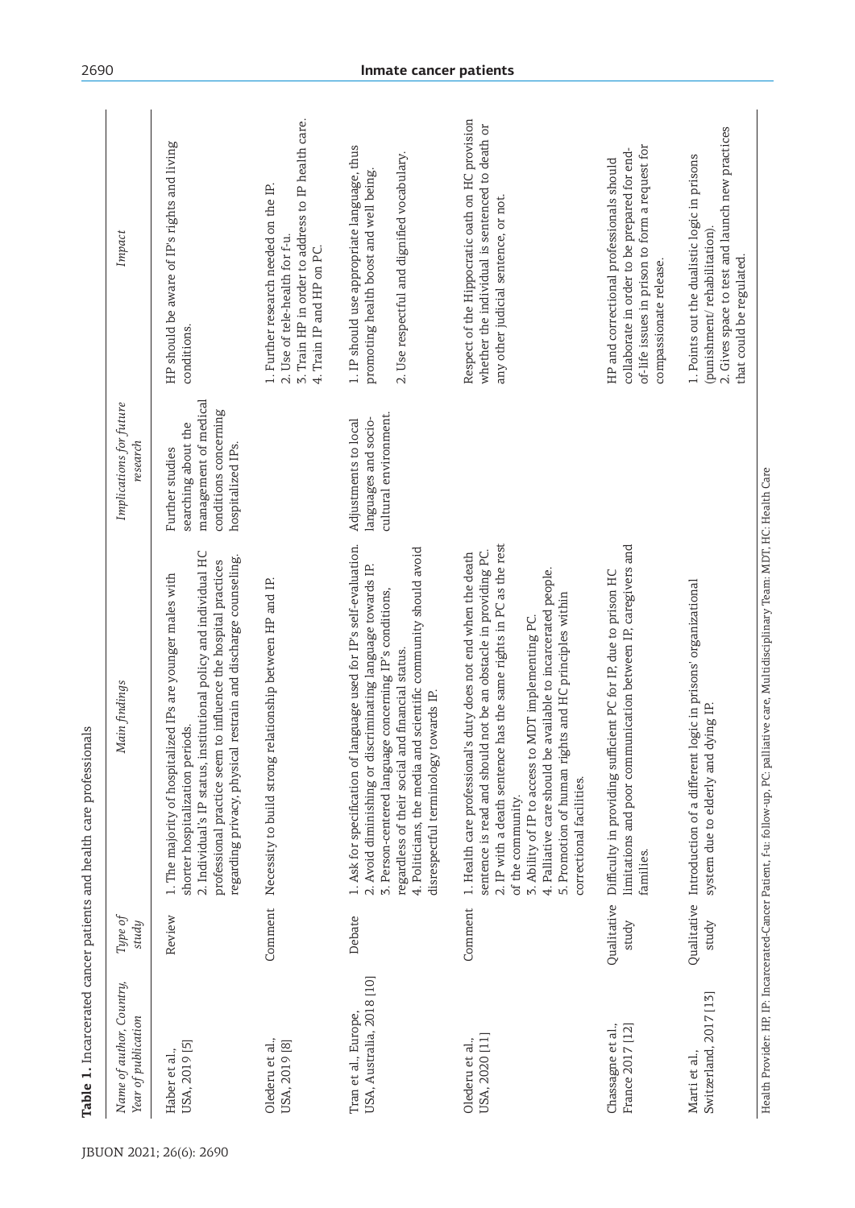**Table 1.** Incarcerated cancer patients and health care professionals

| Name of author, Country, Year of publication | Type of study | Main findings | Implications for future research | Impact |
|---|---|---|---|---|
| Haber et al., USA, 2019 [5] | Review | 1. The majority of hospitalized IPs are younger males with shorter hospitalization periods.<br>2. Individual's IP status, institutional policy and individual HC professional practice seem to influence the hospital practices regarding privacy, physical restrain and discharge counseling. | Further studies searching about the management of medical conditions concerning hospitalized IPs. | HP should be aware of IP's rights and living conditions. |
| Olederu et al., USA, 2019 [8] | Comment | Necessity to build strong relationship between HP and IP. | | 1. Further research needed on the IP.<br>2. Use of tele-health for f-u.<br>3. Train HP in order to address to IP health care.<br>4. Train IP and HP on PC. |
| Tran et al., Europe, USA, Australia, 2018 [10] | Debate | 1. Ask for specification of language used for IP's self-evaluation.<br>2. Avoid diminishing or discriminating language towards IP.<br>3. Person-centered language concerning IP's conditions, regardless of their social and financial status.<br>4. Politicians, the media and scientific community should avoid disrespectful terminology towards IP. | Adjustments to local languages and socio-cultural environment. | 1. IP should use appropriate language, thus promoting health boost and well being.<br>2. Use respectful and dignified vocabulary. |
| Olederu et al., USA, 2020 [11] | Comment | 1. Health care professional's duty does not end when the death sentence is read and should not be an obstacle in providing PC.<br>2. IP with a death sentence has the same rights in PC as the rest of the community.<br>3. Ability of IP to access to MDT implementing PC.<br>4. Palliative care should be available to incarcerated people.<br>5. Promotion of human rights and HC principles within correctional facilities. | | Respect of the Hippocratic oath on HC provision whether the individual is sentenced to death or any other judicial sentence, or not. |
| Chassagne et al., France 2017 [12] | Qualitative study | Difficulty in providing sufficient PC for IP, due to prison HC limitations and poor communication between IP, caregivers and families. | | HP and correctional professionals should collaborate in order to be prepared for end-of-life issues in prison to form a request for compassionate release. |
| Marti et al., Switzerland, 2017 [13] | Qualitative study | Introduction of a different logic in prisons' organizational system due to elderly and dying IP. | | 1. Points out the dualistic logic in prisons (punishment/ rehabilitation).<br>2. Gives space to test and launch new practices that could be regulated. |

Health Provider: HP, IP: Incarcerated-Cancer Patient, f-u: follow-up, PC: palliative care, Multidisciplinary Team: MDT, HC: Health Care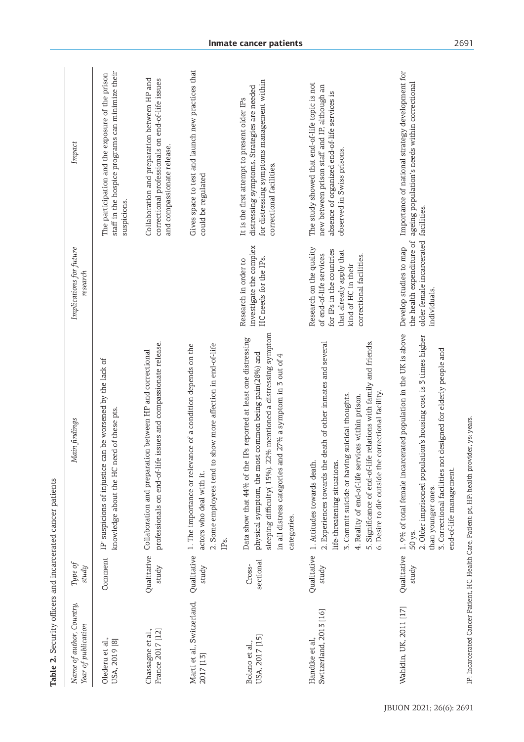**Table 2.** Security officers and incarcerated cancer patients

| Name of author, Country, Year of publication | Type of study | Main findings | Implications for future research | Impact |
|---|---|---|---|---|
| Olederu et al., USA, 2019 [8] | Comment | IP' suspicions of injustice can be worsened by the lack of knowledge about the HC need of these pts. | | The participation and the exposure of the prison staff in the hospice programs can minimize their suspicions. |
| Chassagne et al., France 2017 [12] | Qualitative study | Collaboration and preparation between HP and correctional professionals on end-of-life issues and compassionate release. | | Collaboration and preparation between HP and correctional professionals on end-of-life issues and compassionate release. |
| Marti et al., Switzerland, 2017 [13] | Qualitative study | 1. The importance or relevance of a condition depends on the actors who deal with it.<br>2. Some employees tend to show more affection in end-of-life IPs. | | Gives space to test and launch new practices that could be regulated |
| Bolano et al., USA, 2017 [15] | Cross-sectional | Data show that 44% of the IPs reported at least one distressing physical symptom, the most common being pain(28%) and sleeping difficulty( 15%). 22% mentioned a distressing symptom in all distress categories and 27% a symptom in 3 out of 4 categories. | Research in order to investigate the complex HC needs for the IPs. | It is the first attempt to present older IPs distressing symptoms. Strategies are needed for distressing symptoms management within correctional facilities. |
| Handtke et al, Switzerland, 2013 [16] | Qualitative study | 1. Attitudes towards death.<br>2. Experiences towards the death of other inmates and several life-threatening situations.<br>3. Commit suicide or having suicidal thoughts.<br>4. Reality of end-of-life services within prison.<br>5. Significance of end-of-life relations with family and friends.<br>6. Desire to die outside the correctional facility. | Research on the quality of end-of-life services for IPs in the countries that already apply that kind of HC in their correctional facilities. | The study showed that end-of-life topic is not new between prison staff and IP, although an absence of organized end-of-life services is observed in Swiss prisons. |
| Wahidin, UK, 2011 [17] | Qualitative study | 1. 9% of total female incarcerated population in the UK is above 50 ys.<br>2. Older imprisoned population's housing cost is 3 times higher than younger ones.<br>3. Correctional facilities not designed for elderly people and end-of-life management. | Develop studies to map the health expenditure of older female incarcerated individuals. | Importance of national strategy development for ageing population's needs within correctional facilities. |

IP: Incarcerated Cancer Patient, HC: Health Care, Patient: pt, HP: health provider, ys: years.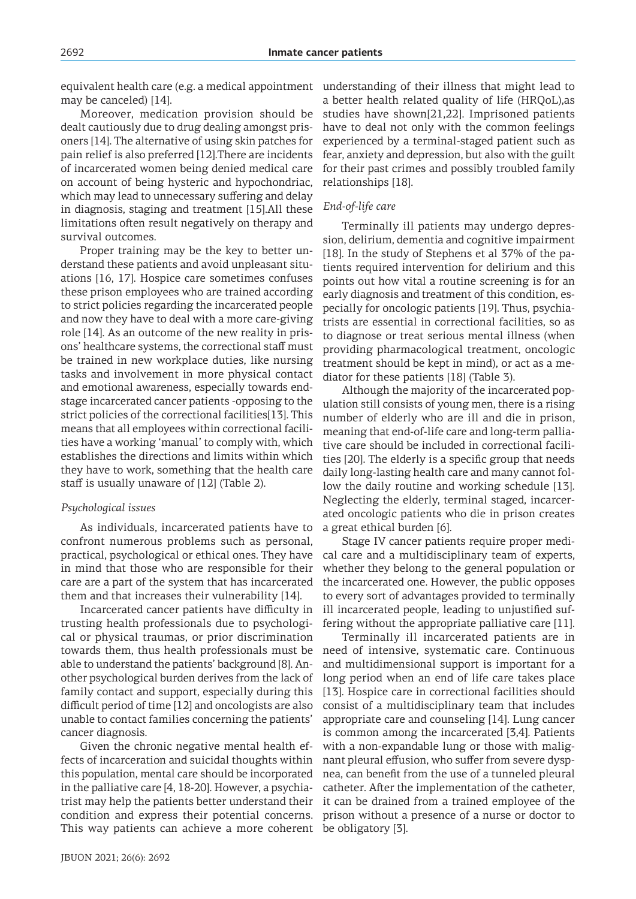equivalent health care (e.g. a medical appointment may be canceled) [14].

Moreover, medication provision should be dealt cautiously due to drug dealing amongst prisoners [14]. The alternative of using skin patches for pain relief is also preferred [12].There are incidents of incarcerated women being denied medical care on account of being hysteric and hypochondriac, which may lead to unnecessary suffering and delay in diagnosis, staging and treatment [15].All these limitations often result negatively on therapy and survival outcomes.

Proper training may be the key to better understand these patients and avoid unpleasant situations [16, 17]. Hospice care sometimes confuses these prison employees who are trained according to strict policies regarding the incarcerated people and now they have to deal with a more care-giving role [14]. As an outcome of the new reality in prisons' healthcare systems, the correctional staff must be trained in new workplace duties, like nursing tasks and involvement in more physical contact and emotional awareness, especially towards end-stage incarcerated cancer patients -opposing to the strict policies of the correctional facilities[13]. This means that all employees within correctional facilities have a working 'manual' to comply with, which establishes the directions and limits within which they have to work, something that the health care staff is usually unaware of [12] (Table 2).

### *Psychological issues*

As individuals, incarcerated patients have to confront numerous problems such as personal, practical, psychological or ethical ones. They have in mind that those who are responsible for their care are a part of the system that has incarcerated them and that increases their vulnerability [14].

Incarcerated cancer patients have difficulty in trusting health professionals due to psychological or physical traumas, or prior discrimination towards them, thus health professionals must be able to understand the patients' background [8]. Another psychological burden derives from the lack of family contact and support, especially during this difficult period of time [12] and oncologists are also unable to contact families concerning the patients' cancer diagnosis.

Given the chronic negative mental health effects of incarceration and suicidal thoughts within this population, mental care should be incorporated in the palliative care [4, 18-20]. However, a psychiatrist may help the patients better understand their condition and express their potential concerns. This way patients can achieve a more coherent understanding of their illness that might lead to a better health related quality of life (HRQoL),as studies have shown[21,22]. Imprisoned patients have to deal not only with the common feelings experienced by a terminal-staged patient such as fear, anxiety and depression, but also with the guilt for their past crimes and possibly troubled family relationships [18].

### *End-of-life care*

Terminally ill patients may undergo depression, delirium, dementia and cognitive impairment [18]. In the study of Stephens et al 37% of the patients required intervention for delirium and this points out how vital a routine screening is for an early diagnosis and treatment of this condition, especially for oncologic patients [19]. Thus, psychiatrists are essential in correctional facilities, so as to diagnose or treat serious mental illness (when providing pharmacological treatment, oncologic treatment should be kept in mind), or act as a mediator for these patients [18] (Table 3).

Although the majority of the incarcerated population still consists of young men, there is a rising number of elderly who are ill and die in prison, meaning that end-of-life care and long-term palliative care should be included in correctional facilities [20]. The elderly is a specific group that needs daily long-lasting health care and many cannot follow the daily routine and working schedule [13]. Neglecting the elderly, terminal staged, incarcerated oncologic patients who die in prison creates a great ethical burden [6].

Stage IV cancer patients require proper medical care and a multidisciplinary team of experts, whether they belong to the general population or the incarcerated one. However, the public opposes to every sort of advantages provided to terminally ill incarcerated people, leading to unjustified suffering without the appropriate palliative care [11].

Terminally ill incarcerated patients are in need of intensive, systematic care. Continuous and multidimensional support is important for a long period when an end of life care takes place [13]. Hospice care in correctional facilities should consist of a multidisciplinary team that includes appropriate care and counseling [14]. Lung cancer is common among the incarcerated [3,4]. Patients with a non-expandable lung or those with malignant pleural effusion, who suffer from severe dyspnea, can benefit from the use of a tunneled pleural catheter. After the implementation of the catheter, it can be drained from a trained employee of the prison without a presence of a nurse or doctor to be obligatory [3].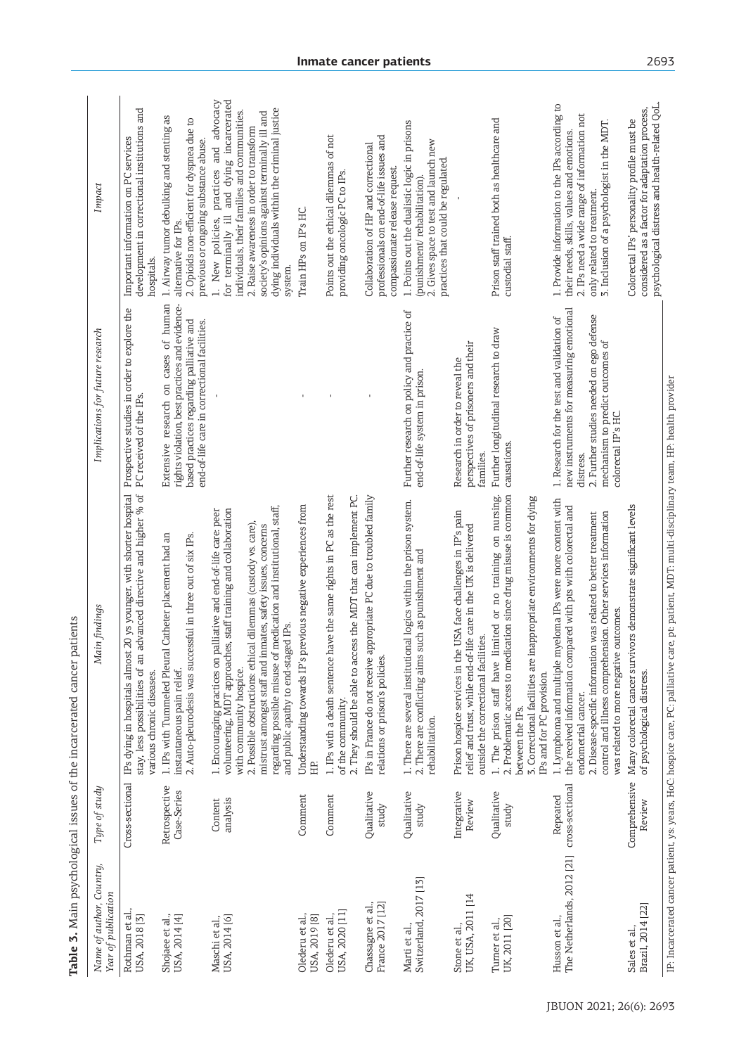**Table 3.** Main psychological issues of the incarcerated cancer patients

| *Name of author, Country, Year of publication* | *Type of study* | *Main findings* | *Implications for future research* | *Impact* |
|---|---|---|---|---|
| Rothman et al., USA, 2018 [3] | Cross-sectional | IPs dying in hospitals almost 20 ys younger, with shorter hospital stay, less possibilities of an advanced directive and higher % of various chronic diseases. | Prospective studies in order to explore the PC received of the IPs. | Important information on PC services development in correctional institutions and hospitals. |
| Shojaee et al., USA, 2014 [4] | Retrospective Case-Series | 1. IPs with Tunneled Pleural Catheter placement had an instantaneous pain relief. 2. Auto-pleurodesis was successful in three out of six IPs. | Extensive research on cases of human rights violation, best practices and evidence-based practices regarding palliative and end-of-life care in correctional facilities. | 1. Airway tumor debulking and stenting as alternative for IPs. 2. Opioids non-efficient for dyspnea due to previous or ongoing substance abuse. |
| Maschi et al., USA, 2014 [6] | Content analysis | 1. Encouraging practices on palliative and end-of-life care: peer volunteering, MDT approaches, staff training and collaboration with community hospice. 2. Possible obstructions: ethical dilemmas (custody vs. care), mistrust amongst staff and inmates, safety issues, concerns regarding possible misuse of medication and institutional, staff, and public apathy to end-staged IPs. | - | 1. New policies, practices and advocacy for terminally ill and dying incarcerated individuals, their families and communities. 2. Raise awareness in order to transform society's opinions against terminally ill and dying individuals within the criminal justice system. |
| Olederu et al., USA, 2019 [8] | Comment | Understanding towards IP's previous negative experiences from HP. | - | Train HPs on IP's HC. |
| Olederu et al., USA, 2020 [11] | Comment | 1. IPs with a death sentence have the same rights in PC as the rest of the community. 2. They should be able to access the MDT that can implement PC. | - | Points out the ethical dilemmas of not providing oncologic PC to IPs. |
| Chassagne et al., France 2017 [12] | Qualitative study | IPs in France do not receive appropriate PC due to troubled family relations or prison's policies. | - | Collaboration of HP and correctional professionals on end-of-life issues and compassionate release request. |
| Marti et al., Switzerland, 2017 [13] | Qualitative study | 1. There are several institutional logics within the prison system. 2. There are conflicting aims such as punishment and rehabilitation. | Further research on policy and practice of end-of-life system in prison. | 1. Points out the dualistic logic in prisons (punishment/ rehabilitation). 2. Gives space to test and launch new practices that could be regulated. |
| Stone et al., UK, USA, 2011 [14 | Integrative Review | Prison hospice services in the USA face challenges in IP's pain relief and trust, while end-of-life care in the UK is delivered outside the correctional facilities. | Research in order to reveal the perspectives of prisoners and their families. | - |
| Turner et al., UK, 2011 [20] | Qualitative study | 1. The prison staff have limited or no training on nursing. 2. Problematic access to medication since drug misuse is common between the IPs. 3. Correctional facilities are inappropriate environments for dying IPs and for PC provision. | Further longitudinal research to draw causations. | Prison staff trained both as healthcare and custodial staff. |
| Husson et al., The Netherlands, 2012 [21] | Repeated cross-sectional | 1. Lymphoma and multiple myeloma IPs were more content with the received information compared with pts with colorectal and endometrial cancer. 2. Disease-specific information was related to better treatment control and illness comprehension. Other services information was related to more negative outcomes. | 1. Research for the test and validation of new instruments for measuring emotional distress. 2. Further studies needed on ego defense mechanism to predict outcomes of colorectal IP's HC. | 1. Provide information to the IPs according to their needs, skills, values and emotions. 2. IPs need a wide range of information not only related to treatment. 3. Inclusion of a psychologist in the MDT. |
| Sales et al., Brazil, 2014 [22] | Comprehensive Review | Many colorectal cancer survivors demonstrate significant levels of psychological distress. | | Colorectal IPs' personality profile must be considered as a factor for adaptation process, psychological distress and health-related QoL. |

IP: Incarcerated cancer patient, ys: years, HoC: hospice care, PC: palliative care, pt: patient, MDT: multi-disciplinary team, HP: health provider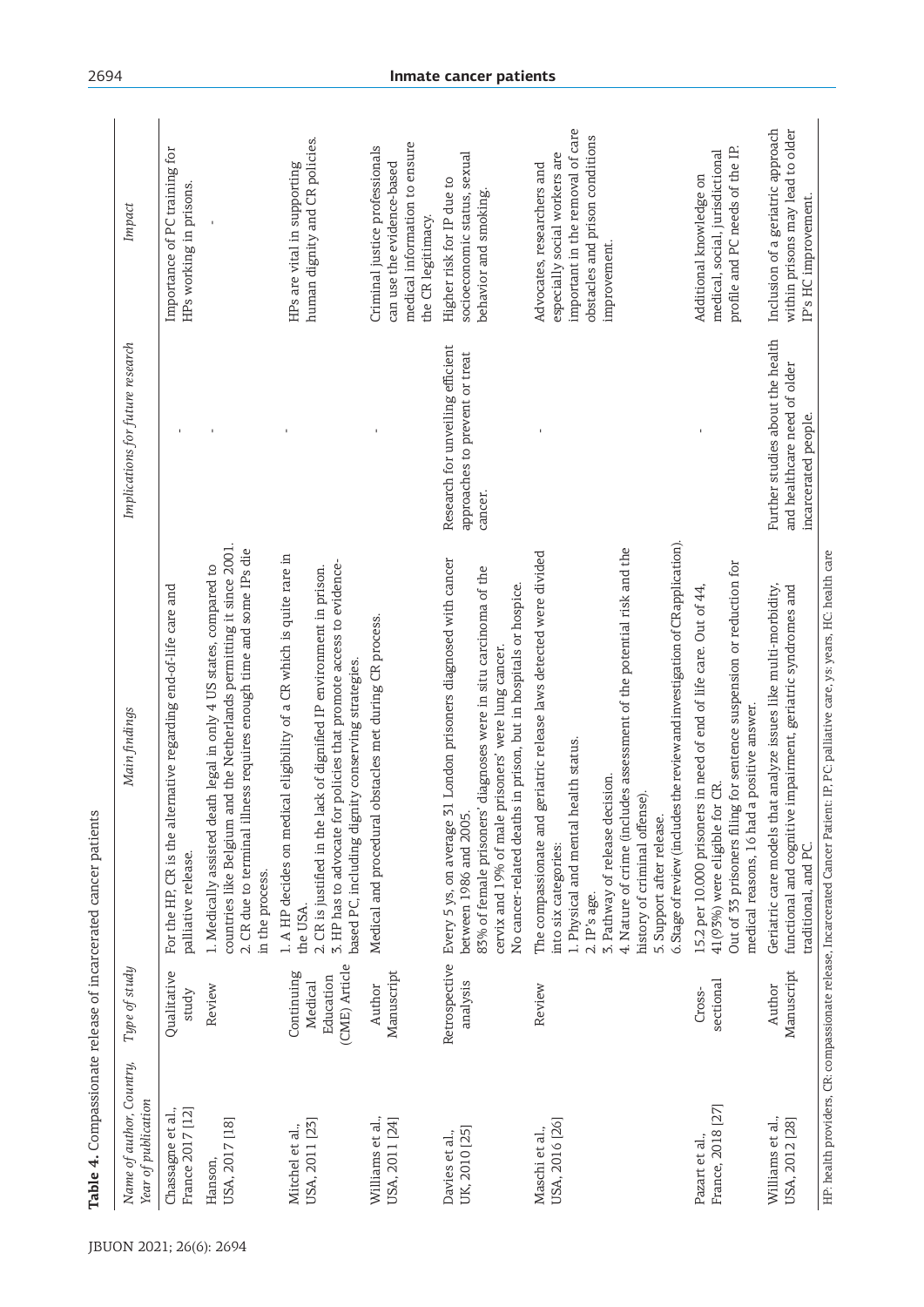**Table 4.** Compassionate release of incarcerated cancer patients

| Name of author, Country, Year of publication | Type of study | Main findings | Implications for future research | Impact |
|---|---|---|---|---|
| Chassagne et al., France 2017 [12] | Qualitative study | For the HP, CR is the alternative regarding end-of-life care and palliative release. | - | Importance of PC training for HPs working in prisons. |
| Hanson, USA, 2017 [18] | Review | 1. Medically assisted death legal in only 4 US states, compared to countries like Belgium and the Netherlands permitting it since 2001.<br>2. CR due to terminal illness requires enough time and some IPs die in the process. | - | - |
| Mitchel et al., USA, 2011 [23] | Continuing Medical Education (CME) Article | 1. A HP decides on medical eligibility of a CR which is quite rare in the USA.<br>2. CR is justified in the lack of dignified IP environment in prison.<br>3. HP has to advocate for policies that promote access to evidence-based PC, including dignity conserving strategies. | - | HPs are vital in supporting human dignity and CR policies. |
| Williams et al., USA, 2011 [24] | Author Manuscript | Medical and procedural obstacles met during CR process. | - | Criminal justice professionals can use the evidence-based medical information to ensure the CR legitimacy. |
| Davies et al., UK, 2010 [25] | Retrospective analysis | Every 5 ys, on average 31 London prisoners diagnosed with cancer between 1986 and 2005.<br>83% of female prisoners' diagnoses were in situ carcinoma of the cervix and 19% of male prisoners' were lung cancer.<br>No cancer-related deaths in prison, but in hospitals or hospice. | Research for unveiling efficient approaches to prevent or treat cancer. | Higher risk for IP due to socioeconomic status, sexual behavior and smoking. |
| Maschi et al., USA, 2016 [26] | Review | The compassionate and geriatric release laws detected were divided into six categories:<br>1. Physical and mental health status.<br>2. IP's age.<br>3. Pathway of release decision.<br>4. Nature of crime (includes assessment of the potential risk and the history of criminal offense).<br>5. Support after release.<br>6. Stage of review (includes the review and investigation of CR application). | - | Advocates, researchers and especially social workers are important in the removal of care obstacles and prison conditions improvement. |
| Pazart et al., France, 2018 [27] | Cross-sectional | 15.2 per 10.000 prisoners in need of end of life care. Out of 44, 41(93%) were eligible for CR.<br>Out of 33 prisoners filing for sentence suspension or reduction for medical reasons, 16 had a positive answer. | - | Additional knowledge on medical, social, jurisdictional profile and PC needs of the IP. |
| Williams et al., USA, 2012 [28] | Author Manuscript | Geriatric care models that analyze issues like multi-morbidity, functional and cognitive impairment, geriatric syndromes and traditional, and PC. | Further studies about the health and healthcare need of older incarcerated people. | Inclusion of a geriatric approach within prisons may lead to older IP's HC improvement. |

HP: health providers, CR: compassionate release, Incarcerated Cancer Patient: IP, PC: palliative care, ys: years, HC: health care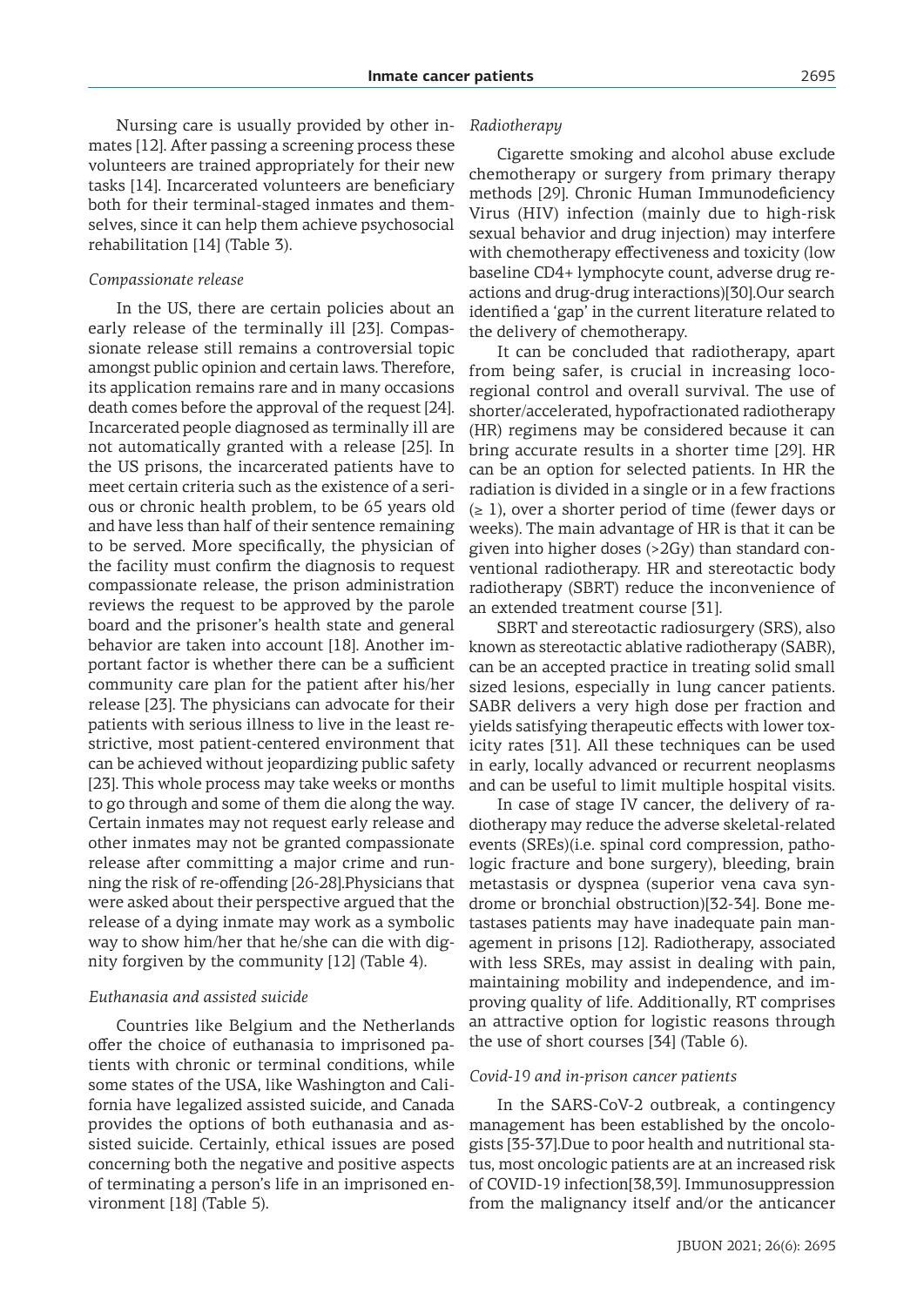Nursing care is usually provided by other inmates [12]. After passing a screening process these volunteers are trained appropriately for their new tasks [14]. Incarcerated volunteers are beneficiary both for their terminal-staged inmates and themselves, since it can help them achieve psychosocial rehabilitation [14] (Table 3).

*Compassionate release*

In the US, there are certain policies about an early release of the terminally ill [23]. Compassionate release still remains a controversial topic amongst public opinion and certain laws. Therefore, its application remains rare and in many occasions death comes before the approval of the request [24]. Incarcerated people diagnosed as terminally ill are not automatically granted with a release [25]. In the US prisons, the incarcerated patients have to meet certain criteria such as the existence of a serious or chronic health problem, to be 65 years old and have less than half of their sentence remaining to be served. More specifically, the physician of the facility must confirm the diagnosis to request compassionate release, the prison administration reviews the request to be approved by the parole board and the prisoner's health state and general behavior are taken into account [18]. Another important factor is whether there can be a sufficient community care plan for the patient after his/her release [23]. The physicians can advocate for their patients with serious illness to live in the least restrictive, most patient-centered environment that can be achieved without jeopardizing public safety [23]. This whole process may take weeks or months to go through and some of them die along the way. Certain inmates may not request early release and other inmates may not be granted compassionate release after committing a major crime and running the risk of re-offending [26-28].Physicians that were asked about their perspective argued that the release of a dying inmate may work as a symbolic way to show him/her that he/she can die with dignity forgiven by the community [12] (Table 4).

*Euthanasia and assisted suicide*

Countries like Belgium and the Netherlands offer the choice of euthanasia to imprisoned patients with chronic or terminal conditions, while some states of the USA, like Washington and California have legalized assisted suicide, and Canada provides the options of both euthanasia and assisted suicide. Certainly, ethical issues are posed concerning both the negative and positive aspects of terminating a person's life in an imprisoned environment [18] (Table 5).

*Radiotherapy*

Cigarette smoking and alcohol abuse exclude chemotherapy or surgery from primary therapy methods [29]. Chronic Human Immunodeficiency Virus (HIV) infection (mainly due to high-risk sexual behavior and drug injection) may interfere with chemotherapy effectiveness and toxicity (low baseline CD4+ lymphocyte count, adverse drug reactions and drug-drug interactions)[30].Our search identified a 'gap' in the current literature related to the delivery of chemotherapy.

It can be concluded that radiotherapy, apart from being safer, is crucial in increasing locoregional control and overall survival. The use of shorter/accelerated, hypofractionated radiotherapy (HR) regimens may be considered because it can bring accurate results in a shorter time [29]. HR can be an option for selected patients. In HR the radiation is divided in a single or in a few fractions ($\geq 1$), over a shorter period of time (fewer days or weeks). The main advantage of HR is that it can be given into higher doses (>2Gy) than standard conventional radiotherapy. HR and stereotactic body radiotherapy (SBRT) reduce the inconvenience of an extended treatment course [31].

SBRT and stereotactic radiosurgery (SRS), also known as stereotactic ablative radiotherapy (SABR), can be an accepted practice in treating solid small sized lesions, especially in lung cancer patients. SABR delivers a very high dose per fraction and yields satisfying therapeutic effects with lower toxicity rates [31]. All these techniques can be used in early, locally advanced or recurrent neoplasms and can be useful to limit multiple hospital visits.

In case of stage IV cancer, the delivery of radiotherapy may reduce the adverse skeletal-related events (SREs)(i.e. spinal cord compression, pathologic fracture and bone surgery), bleeding, brain metastasis or dyspnea (superior vena cava syndrome or bronchial obstruction)[32-34]. Bone metastases patients may have inadequate pain management in prisons [12]. Radiotherapy, associated with less SREs, may assist in dealing with pain, maintaining mobility and independence, and improving quality of life. Additionally, RT comprises an attractive option for logistic reasons through the use of short courses [34] (Table 6).

*Covid-19 and in-prison cancer patients*

In the SARS-CoV-2 outbreak, a contingency management has been established by the oncologists [35-37].Due to poor health and nutritional status, most oncologic patients are at an increased risk of COVID-19 infection[38,39]. Immunosuppression from the malignancy itself and/or the anticancer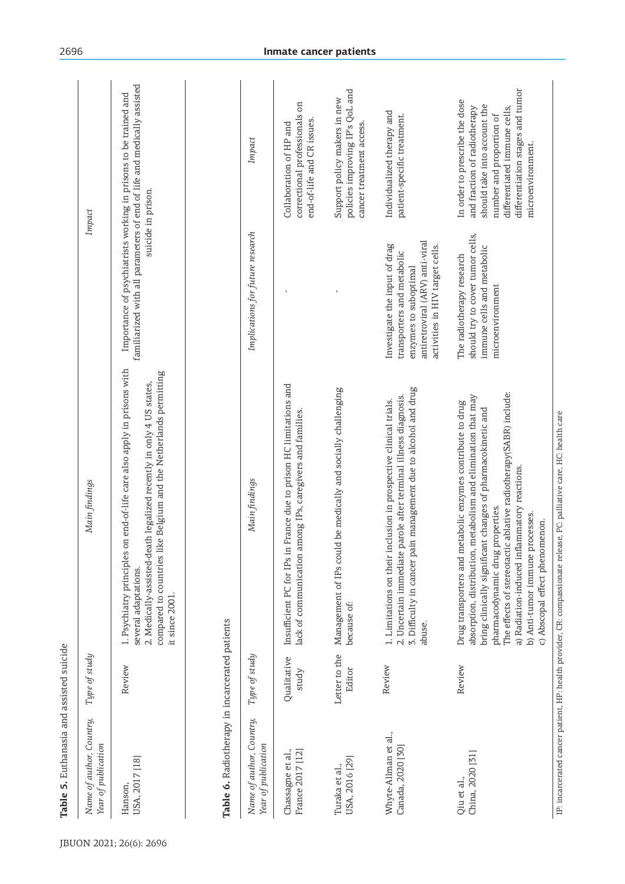**Table 5.** Euthanasia and assisted suicide

| Name of author, Country, Year of publication | Type of study | Main findings | Impact |
|---|---|---|---|
| Hanson, USA, 2017 [18] | Review | 1. Psychiatry principles on end-of-life care also apply in prisons with several adaptations. 2. Medically-assisted-death legalized recently in only 4 US states, compared to countries like Belgium and the Netherlands permitting it since 2001. | Importance of psychiatrists working in prisons to be trained and familiarized with all parameters of end of life and medically assisted suicide in prison. |

**Table 6.** Radiotherapy in incarcerated patients

| Name of author, Country, Year of publication | Type of study | Main findings | Implications for future research | Impact |
|---|---|---|---|---|
| Chassagne et al., France 2017 [12] | Qualitative study | Insufficient PC for IPs in France due to prison HC limitations and lack of communication among IPs, caregivers and families. | - | Collaboration of HP and correctional professionals on end-of-life and CR issues. |
| Turaka et al., USA, 2016 [29] | Letter to the Editor | Management of IPs could be medically and socially challenging because of: | - | Support policy makers in new policies improving IP's QoL and cancer treatment access. |
| Whyte-Allman et al., Canada, 2020 [30] | Review | 1. Limitations on their inclusion in prospective clinical trials. 2. Uncertain immediate parole after terminal illness diagnosis. 3. Difficulty in cancer pain management due to alcohol and drug abuse. | Investigate the input of drug transporters and metabolic enzymes to suboptimal antiretroviral (ARV) anti-viral activities in HIV target cells. | Individualized therapy and patient-specific treatment. |
| Qiu et al., China, 2020 [31] | Review | Drug transporters and metabolic enzymes contribute to drug absorption, distribution, metabolism and elimination that may bring clinically significant changes of pharmacokinetic and pharmacodynamic drug properties. The effects of stereotactic ablative radiotherapy(SABR) include: a) Radiation-induced inflammatory reactions. b) Anti-tumor immune processes. c) Abscopal effect phenomenon. | The radiotherapy research should try to cover tumor cells, immune cells and metabolic microenvironment | In order to prescribe the dose and fraction of radiotherapy should take into account the number and proportion of differentiated immune cells, differentiation stages and tumor microenvironment. |

IP: incarcerated cancer patient, HP: health provider, CR: compassionate release, PC: palliative care, HC: health care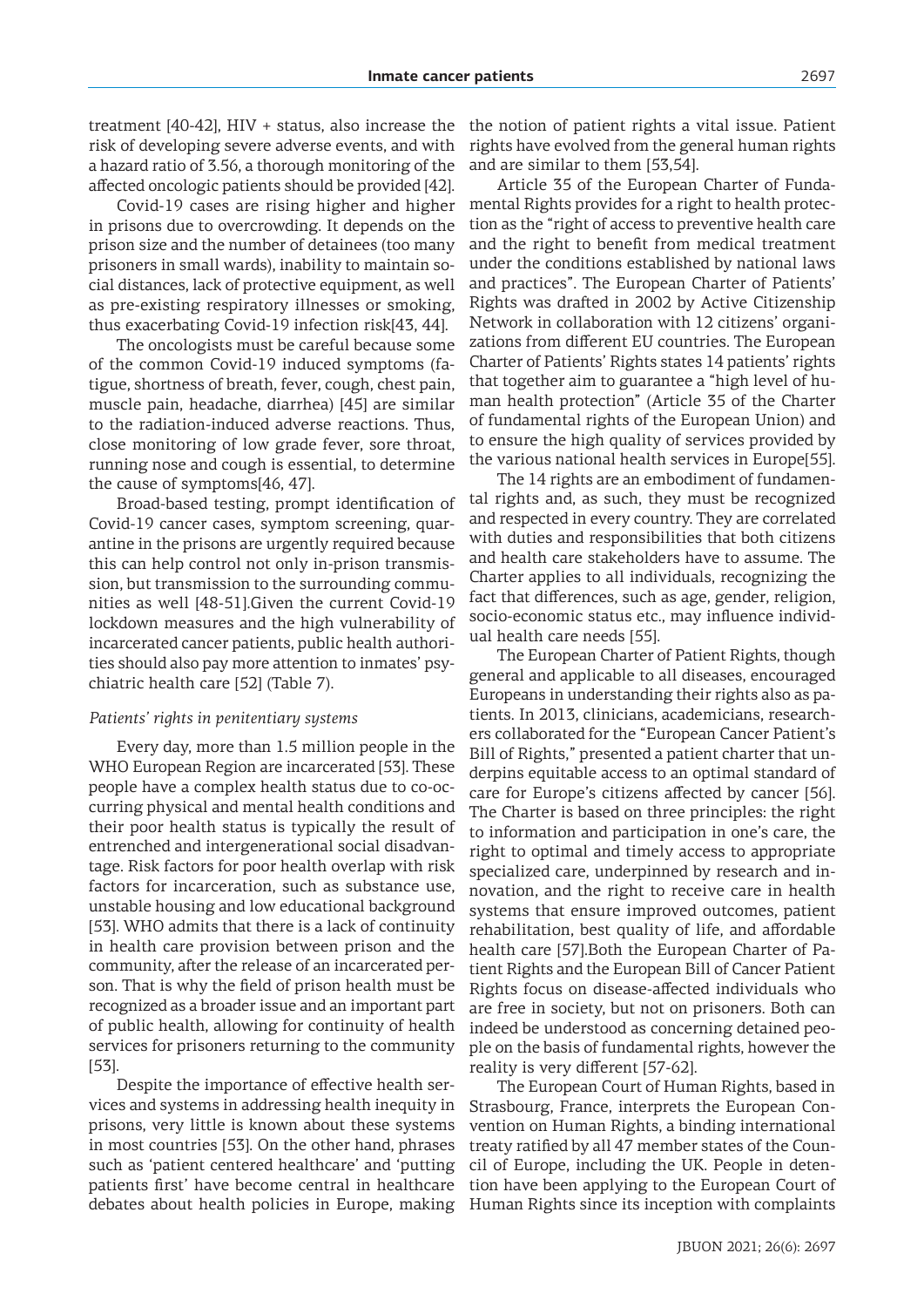treatment [40-42], HIV + status, also increase the risk of developing severe adverse events, and with a hazard ratio of 3.56, a thorough monitoring of the affected oncologic patients should be provided [42].

Covid-19 cases are rising higher and higher in prisons due to overcrowding. It depends on the prison size and the number of detainees (too many prisoners in small wards), inability to maintain social distances, lack of protective equipment, as well as pre-existing respiratory illnesses or smoking, thus exacerbating Covid-19 infection risk[43, 44].

The oncologists must be careful because some of the common Covid-19 induced symptoms (fatigue, shortness of breath, fever, cough, chest pain, muscle pain, headache, diarrhea) [45] are similar to the radiation-induced adverse reactions. Thus, close monitoring of low grade fever, sore throat, running nose and cough is essential, to determine the cause of symptoms[46, 47].

Broad-based testing, prompt identification of Covid-19 cancer cases, symptom screening, quarantine in the prisons are urgently required because this can help control not only in-prison transmission, but transmission to the surrounding communities as well [48-51].Given the current Covid-19 lockdown measures and the high vulnerability of incarcerated cancer patients, public health authorities should also pay more attention to inmates' psychiatric health care [52] (Table 7).

*Patients' rights in penitentiary systems*

Every day, more than 1.5 million people in the WHO European Region are incarcerated [53]. These people have a complex health status due to co-occurring physical and mental health conditions and their poor health status is typically the result of entrenched and intergenerational social disadvantage. Risk factors for poor health overlap with risk factors for incarceration, such as substance use, unstable housing and low educational background [53]. WHO admits that there is a lack of continuity in health care provision between prison and the community, after the release of an incarcerated person. That is why the field of prison health must be recognized as a broader issue and an important part of public health, allowing for continuity of health services for prisoners returning to the community [53].

Despite the importance of effective health services and systems in addressing health inequity in prisons, very little is known about these systems in most countries [53]. On the other hand, phrases such as 'patient centered healthcare' and 'putting patients first' have become central in healthcare debates about health policies in Europe, making the notion of patient rights a vital issue. Patient rights have evolved from the general human rights and are similar to them [53,54].

Article 35 of the European Charter of Fundamental Rights provides for a right to health protection as the "right of access to preventive health care and the right to benefit from medical treatment under the conditions established by national laws and practices". The European Charter of Patients' Rights was drafted in 2002 by Active Citizenship Network in collaboration with 12 citizens' organizations from different EU countries. The European Charter of Patients' Rights states 14 patients' rights that together aim to guarantee a "high level of human health protection" (Article 35 of the Charter of fundamental rights of the European Union) and to ensure the high quality of services provided by the various national health services in Europe[55].

The 14 rights are an embodiment of fundamental rights and, as such, they must be recognized and respected in every country. They are correlated with duties and responsibilities that both citizens and health care stakeholders have to assume. The Charter applies to all individuals, recognizing the fact that differences, such as age, gender, religion, socio-economic status etc., may influence individual health care needs [55].

The European Charter of Patient Rights, though general and applicable to all diseases, encouraged Europeans in understanding their rights also as patients. In 2013, clinicians, academicians, researchers collaborated for the "European Cancer Patient's Bill of Rights," presented a patient charter that underpins equitable access to an optimal standard of care for Europe's citizens affected by cancer [56]. The Charter is based on three principles: the right to information and participation in one's care, the right to optimal and timely access to appropriate specialized care, underpinned by research and innovation, and the right to receive care in health systems that ensure improved outcomes, patient rehabilitation, best quality of life, and affordable health care [57].Both the European Charter of Patient Rights and the European Bill of Cancer Patient Rights focus on disease-affected individuals who are free in society, but not on prisoners. Both can indeed be understood as concerning detained people on the basis of fundamental rights, however the reality is very different [57-62].

The European Court of Human Rights, based in Strasbourg, France, interprets the European Convention on Human Rights, a binding international treaty ratified by all 47 member states of the Council of Europe, including the UK. People in detention have been applying to the European Court of Human Rights since its inception with complaints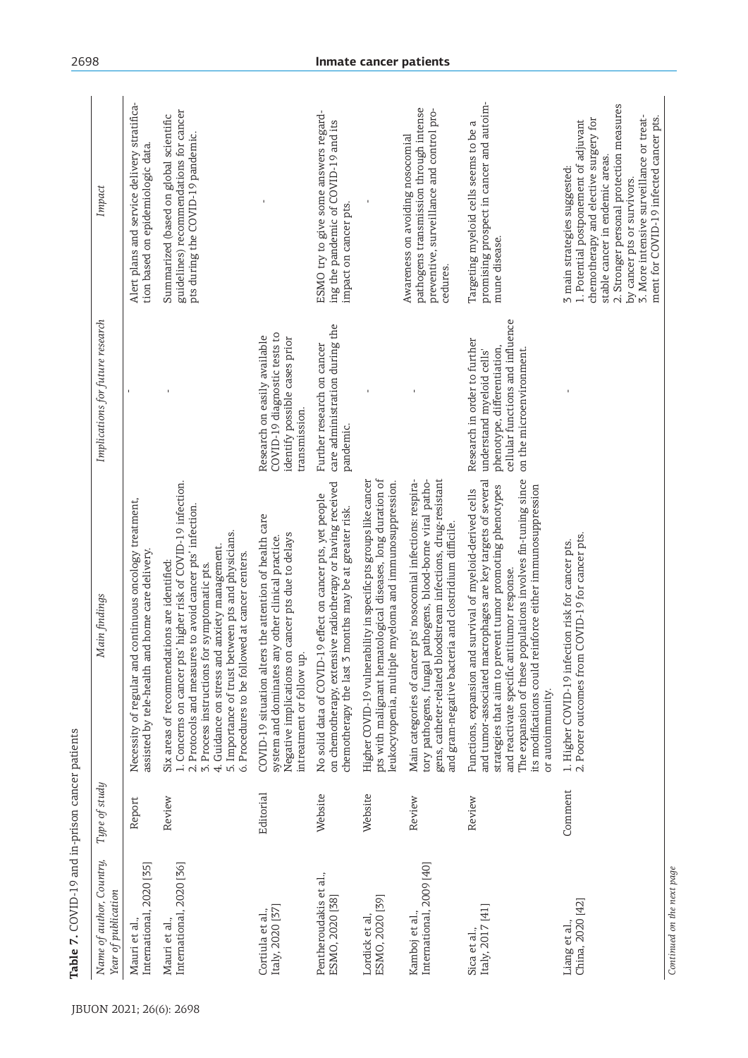**Table 7.** COVID-19 and in-prison cancer patients

| Name of author, Country, Year of publication | Type of study | Main findings | Implications for future research | Impact |
|---|---|---|---|---|
| Mauri et al., International, 2020 [35] | Report | Necessity of regular and continuous oncology treatment, assisted by tele-health and home care delivery. | - | Alert plans and service delivery stratification based on epidemiologic data. |
| Mauri et al., International, 2020 [36] | Review | Six areas of recommendations are identified: 1. Concerns on cancer pts' higher risk of COVID-19 infection. 2. Protocols and measures to avoid cancer pts' infection. 3. Process instructions for symptomatic pts. 4. Guidance on stress and anxiety management. 5. Importance of trust between pts and physicians. 6. Procedures to be followed at cancer centers. | - | Summarized (based on global scientific guidelines) recommendations for cancer pts during the COVID-19 pandemic. |
| Cortiula et al., Italy, 2020 [37] | Editorial | COVID-19 situation alters the attention of health care system and dominates any other clinical practice. Negative implications on cancer pts due to delays intreatment or follow up. | Research on easily available COVID-19 diagnostic tests to identify possible cases prior transmission. | - |
| Pentheroudakis et al., ESMO, 2020 [38] | Website | No solid data of COVID-19 effect on cancer pts, yet people on chemotherapy, extensive radiotherapy or having received chemotherapy the last 3 months may be at greater risk. | Further research on cancer care administration during the pandemic. | ESMO try to give some answers regarding the pandemic of COVID-19 and its impact on cancer pts. |
| Lordick et al, ESMO, 2020 [39] | Website | Higher COVID-19 vulnerability in specific pts groups like cancer pts with malignant hematological diseases, long duration of leukocytopenia, multiple myeloma and immunosuppression. | - | - |
| Kamboj et al., International, 2009 [40] | Review | Main categories of cancer pts' nosocomial infections: respiratory pathogens, fungal pathogens, blood-borne viral pathogens, catheter-related bloodstream infections, drug-resistant and gram-negative bacteria and clostridium difficile. | - | Awareness on avoiding nosocomial pathogens transmission through intense preventive, surveillance and control procedures. |
| Sica et al., Italy, 2017 [41] | Review | Functions, expansion and survival of myeloid-derived cells and tumor-associated macrophages are key targets of several strategies that aim to prevent tumor promoting phenotypes and reactivate specific antitumor response. The expansion of these populations involves fin-tuning since its modifications could reinforce either immunosuppression or autoimmunity. | Research in order to further understand myeloid cells' phenotype, differentiation, cellular functions and influence on the microenvironment. | Targeting myeloid cells seems to be a promising prospect in cancer and autoimmune disease. |
| Liang et al., China, 2020 [42] | Comment | 1. Higher COVID-19 infection risk for cancer pts. 2. Poorer outcomes from COVID-19 for cancer pts. | - | 3 main strategies suggested: 1. Potential postponement of adjuvant chemotherapy and elective surgery for stable cancer in endemic areas. 2. Stronger personal protection measures by cancer pts or survivors. 3. More intensive surveillance or treatment for COVID-19 infected cancer pts. |

*Continued on the next page*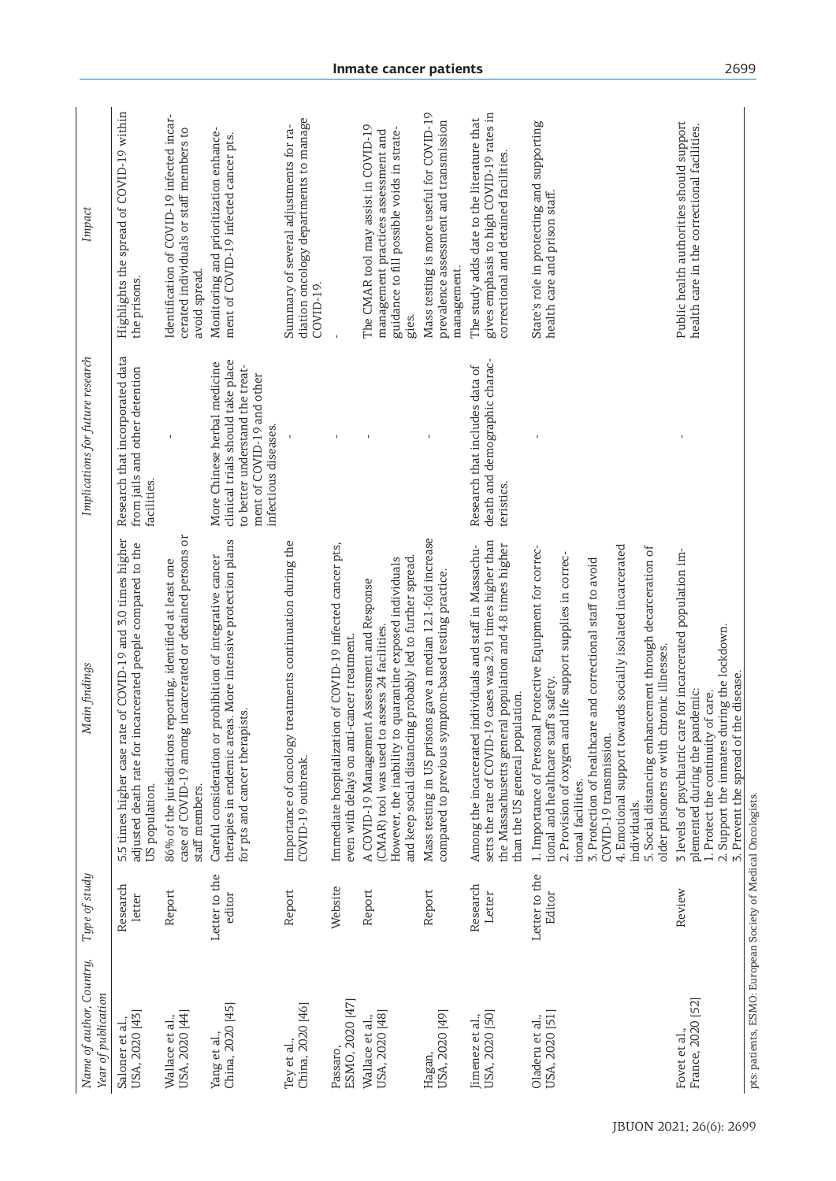| Name of author, Country, Year of publication | Type of study | Main findings | Implications for future research | Impact |
|---|---|---|---|---|
| Saloner et al., USA, 2020 [43] | Research letter | 5.5 times higher case rate of COVID-19 and 3.0 times higher adjusted death rate for incarcerated people compared to the US population. | Research that incorporated data from jails and other detention facilities. | Highlights the spread of COVID-19 within the prisons. |
| Wallace et al., USA, 2020 [44] | Report | 86% of the jurisdictions reporting, identified at least one case of COVID-19 among incarcerated or detained persons or staff members. | - | Identification of COVID-19 infected incarcerated individuals or staff members to avoid spread. |
| Yang et al., China, 2020 [45] | Letter to the editor | Careful consideration or prohibition of integrative cancer therapies in endemic areas. More intensive protection plans for pts and cancer therapists. | More Chinese herbal medicine clinical trials should take place to better understand the treatment of COVID-19 and other infectious diseases. | Monitoring and prioritization enhancement of COVID-19 infected cancer pts. |
| Tey et al., China, 2020 [46] | Report | Importance of oncology treatments continuation during the COVID-19 outbreak. | - | Summary of several adjustments for radiation oncology departments to manage COVID-19. |
| Passaro, ESMO, 2020 [47] | Website | Immediate hospitalization of COVID-19 infected cancer pts, even with delays on anti-cancer treatment. | - | - |
| Wallace et al., USA, 2020 [48] | Report | A COVID-19 Management Assessment and Response (CMAR) tool was used to assess 24 facilities. However, the inability to quarantine exposed individuals and keep social distancing probably led to further spread. | - | The CMAR tool may assist in COVID-19 management practices assessment and guidance to fill possible voids in strategies. |
| Hagan, USA, 2020 [49] | Report | Mass testing in US prisons gave a median 12.1-fold increase compared to previous symptom-based testing practice. | - | Mass testing is more useful for COVID-19 prevalence assessment and transmission management. |
| Jimenez et al., USA, 2020 [50] | Research Letter | Among the incarcerated individuals and staff in Massachusetts the rate of COVID-19 cases was 2.91 times higher than the Massachusetts general population and 4.8 times higher than the US general population. | Research that includes data of death and demographic characteristics. | The study adds date to the literature that gives emphasis to high COVID-19 rates in correctional and detained facilities. |
| Oladeru et al., USA, 2020 [51] | Letter to the Editor | 1. Importance of Personal Protective Equipment for correctional and healthcare staff's safety.<br>2. Provision of oxygen and life support supplies in correctional facilities.<br>3. Protection of healthcare and correctional staff to avoid COVID-19 transmission.<br>4. Emotional support towards socially isolated incarcerated individuals.<br>5. Social distancing enhancement through decarceration of older prisoners or with chronic illnesses. | - | State's role in protecting and supporting health care and prison staff. |
| Fovet et al., France, 2020 [52] | Review | 3 levels of psychiatric care for incarcerated population implemented during the pandemic:<br>1. Protect the continuity of care.<br>2. Support the inmates during the lockdown.<br>3. Prevent the spread of the disease. | - | Public health authorities should support health care in the correctional facilities. |

pts: patients, ESMO: European Society of Medical Oncologists.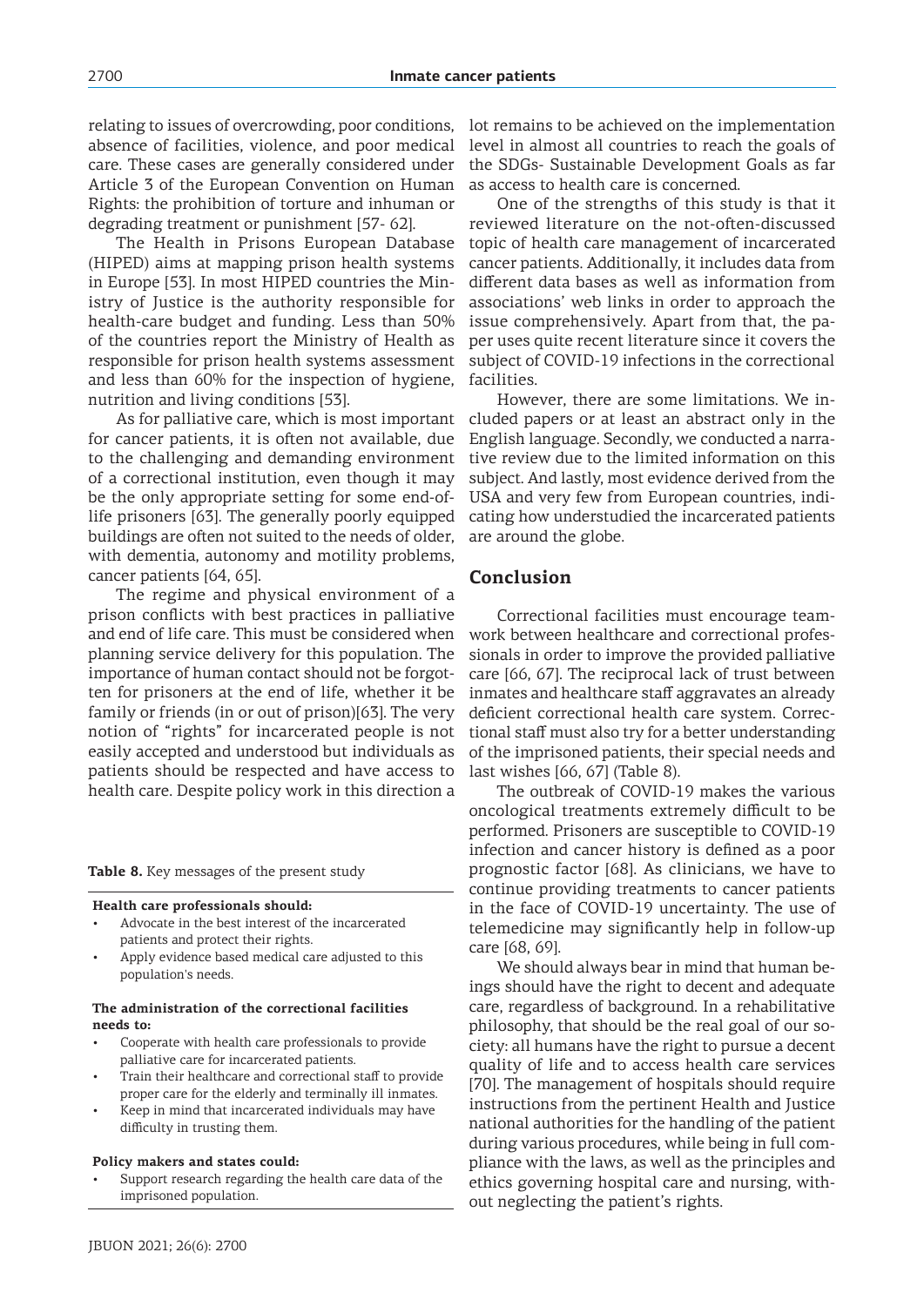relating to issues of overcrowding, poor conditions, absence of facilities, violence, and poor medical care. These cases are generally considered under Article 3 of the European Convention on Human Rights: the prohibition of torture and inhuman or degrading treatment or punishment [57- 62].

The Health in Prisons European Database (HIPED) aims at mapping prison health systems in Europe [53]. In most HIPED countries the Ministry of Justice is the authority responsible for health-care budget and funding. Less than 50% of the countries report the Ministry of Health as responsible for prison health systems assessment and less than 60% for the inspection of hygiene, nutrition and living conditions [53].

As for palliative care, which is most important for cancer patients, it is often not available, due to the challenging and demanding environment of a correctional institution, even though it may be the only appropriate setting for some end-of-life prisoners [63]. The generally poorly equipped buildings are often not suited to the needs of older, with dementia, autonomy and motility problems, cancer patients [64, 65].

The regime and physical environment of a prison conflicts with best practices in palliative and end of life care. This must be considered when planning service delivery for this population. The importance of human contact should not be forgotten for prisoners at the end of life, whether it be family or friends (in or out of prison)[63]. The very notion of "rights" for incarcerated people is not easily accepted and understood but individuals as patients should be respected and have access to health care. Despite policy work in this direction a lot remains to be achieved on the implementation level in almost all countries to reach the goals of the SDGs- Sustainable Development Goals as far as access to health care is concerned.

One of the strengths of this study is that it reviewed literature on the not-often-discussed topic of health care management of incarcerated cancer patients. Additionally, it includes data from different data bases as well as information from associations' web links in order to approach the issue comprehensively. Apart from that, the paper uses quite recent literature since it covers the subject of COVID-19 infections in the correctional facilities.

However, there are some limitations. We included papers or at least an abstract only in the English language. Secondly, we conducted a narrative review due to the limited information on this subject. And lastly, most evidence derived from the USA and very few from European countries, indicating how understudied the incarcerated patients are around the globe.

**Table 8.** Key messages of the present study

| |
|---|
| **Health care professionals should:** |
| • Advocate in the best interest of the incarcerated patients and protect their rights. |
| • Apply evidence based medical care adjusted to this population's needs. |
| **The administration of the correctional facilities needs to:** |
| • Cooperate with health care professionals to provide palliative care for incarcerated patients. |
| • Train their healthcare and correctional staff to provide proper care for the elderly and terminally ill inmates. |
| • Keep in mind that incarcerated individuals may have difficulty in trusting them. |
| **Policy makers and states could:** |
| • Support research regarding the health care data of the imprisoned population. |

## Conclusion

Correctional facilities must encourage teamwork between healthcare and correctional professionals in order to improve the provided palliative care [66, 67]. The reciprocal lack of trust between inmates and healthcare staff aggravates an already deficient correctional health care system. Correctional staff must also try for a better understanding of the imprisoned patients, their special needs and last wishes [66, 67] (Table 8).

The outbreak of COVID-19 makes the various oncological treatments extremely difficult to be performed. Prisoners are susceptible to COVID-19 infection and cancer history is defined as a poor prognostic factor [68]. As clinicians, we have to continue providing treatments to cancer patients in the face of COVID-19 uncertainty. The use of telemedicine may significantly help in follow-up care [68, 69].

We should always bear in mind that human beings should have the right to decent and adequate care, regardless of background. In a rehabilitative philosophy, that should be the real goal of our society: all humans have the right to pursue a decent quality of life and to access health care services [70]. The management of hospitals should require instructions from the pertinent Health and Justice national authorities for the handling of the patient during various procedures, while being in full compliance with the laws, as well as the principles and ethics governing hospital care and nursing, without neglecting the patient's rights.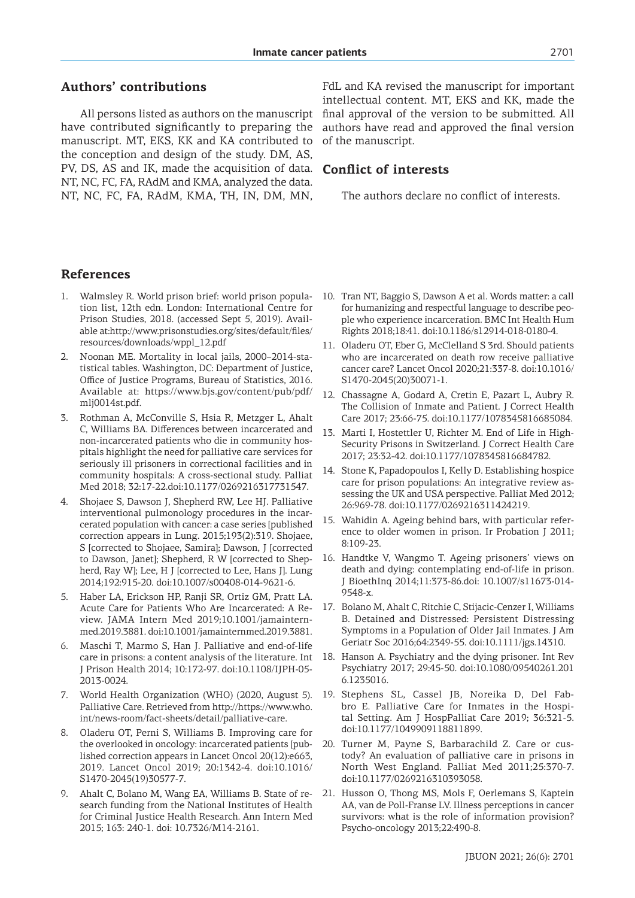## Authors' contributions

All persons listed as authors on the manuscript have contributed significantly to preparing the manuscript. MT, EKS, KK and KA contributed to the conception and design of the study. DM, AS, PV, DS, AS and IK, made the acquisition of data. NT, NC, FC, FA, RAdM and KMA, analyzed the data. NT, NC, FC, FA, RAdM, KMA, TH, IN, DM, MN, FdL and KA revised the manuscript for important intellectual content. MT, EKS and KK, made the final approval of the version to be submitted. All authors have read and approved the final version of the manuscript.

## Conflict of interests

The authors declare no conflict of interests.

## References

1. Walmsley R. World prison brief: world prison population list, 12th edn. London: International Centre for Prison Studies, 2018. (accessed Sept 5, 2019). Available at:http://www.prisonstudies.org/sites/default/files/resources/downloads/wppl_12.pdf
2. Noonan ME. Mortality in local jails, 2000–2014-statistical tables. Washington, DC: Department of Justice, Office of Justice Programs, Bureau of Statistics, 2016. Available at: https://www.bjs.gov/content/pub/pdf/mlj0014st.pdf.
3. Rothman A, McConville S, Hsia R, Metzger L, Ahalt C, Williams BA. Differences between incarcerated and non-incarcerated patients who die in community hospitals highlight the need for palliative care services for seriously ill prisoners in correctional facilities and in community hospitals: A cross-sectional study. Palliat Med 2018; 32:17-22.doi:10.1177/0269216317731547.
4. Shojaee S, Dawson J, Shepherd RW, Lee HJ. Palliative interventional pulmonology procedures in the incarcerated population with cancer: a case series [published correction appears in Lung. 2015;193(2):319. Shojaee, S [corrected to Shojaee, Samira]; Dawson, J [corrected to Dawson, Janet]; Shepherd, R W [corrected to Shepherd, Ray W]; Lee, H J [corrected to Lee, Hans J]. Lung 2014;192:915-20. doi:10.1007/s00408-014-9621-6.
5. Haber LA, Erickson HP, Ranji SR, Ortiz GM, Pratt LA. Acute Care for Patients Who Are Incarcerated: A Review. JAMA Intern Med 2019;10.1001/jamainternmed.2019.3881. doi:10.1001/jamainternmed.2019.3881.
6. Maschi T, Marmo S, Han J. Palliative and end-of-life care in prisons: a content analysis of the literature. Int J Prison Health 2014; 10:172-97. doi:10.1108/IJPH-05-2013-0024.
7. World Health Organization (WHO) (2020, August 5). Palliative Care. Retrieved from http://https://www.who.int/news-room/fact-sheets/detail/palliative-care.
8. Oladeru OT, Perni S, Williams B. Improving care for the overlooked in oncology: incarcerated patients [published correction appears in Lancet Oncol 20(12):e663, 2019. Lancet Oncol 2019; 20:1342-4. doi:10.1016/S1470-2045(19)30577-7.
9. Ahalt C, Bolano M, Wang EA, Williams B. State of research funding from the National Institutes of Health for Criminal Justice Health Research. Ann Intern Med 2015; 163: 240-1. doi: 10.7326/M14-2161.
10. Tran NT, Baggio S, Dawson A et al. Words matter: a call for humanizing and respectful language to describe people who experience incarceration. BMC Int Health Hum Rights 2018;18:41. doi:10.1186/s12914-018-0180-4.
11. Oladeru OT, Eber G, McClelland S 3rd. Should patients who are incarcerated on death row receive palliative cancer care? Lancet Oncol 2020;21:337-8. doi:10.1016/S1470-2045(20)30071-1.
12. Chassagne A, Godard A, Cretin E, Pazart L, Aubry R. The Collision of Inmate and Patient. J Correct Health Care 2017; 23:66-75. doi:10.1177/1078345816685084.
13. Marti I, Hostettler U, Richter M. End of Life in High-Security Prisons in Switzerland. J Correct Health Care 2017; 23:32-42. doi:10.1177/1078345816684782.
14. Stone K, Papadopoulos I, Kelly D. Establishing hospice care for prison populations: An integrative review assessing the UK and USA perspective. Palliat Med 2012; 26:969-78. doi:10.1177/0269216311424219.
15. Wahidin A. Ageing behind bars, with particular reference to older women in prison. Ir Probation J 2011; 8:109-23.
16. Handtke V, Wangmo T. Ageing prisoners' views on death and dying: contemplating end-of-life in prison. J BioethInq 2014;11:373-86.doi: 10.1007/s11673-014-9548-x.
17. Bolano M, Ahalt C, Ritchie C, Stijacic-Cenzer I, Williams B. Detained and Distressed: Persistent Distressing Symptoms in a Population of Older Jail Inmates. J Am Geriatr Soc 2016;64:2349-55. doi:10.1111/jgs.14310.
18. Hanson A. Psychiatry and the dying prisoner. Int Rev Psychiatry 2017; 29:45-50. doi:10.1080/09540261.2016.1235016.
19. Stephens SL, Cassel JB, Noreika D, Del Fabbro E. Palliative Care for Inmates in the Hospital Setting. Am J HospPalliat Care 2019; 36:321-5. doi:10.1177/1049909118811899.
20. Turner M, Payne S, Barbarachild Z. Care or custody? An evaluation of palliative care in prisons in North West England. Palliat Med 2011;25:370-7. doi:10.1177/0269216310393058.
21. Husson O, Thong MS, Mols F, Oerlemans S, Kaptein AA, van de Poll-Franse LV. Illness perceptions in cancer survivors: what is the role of information provision? Psycho-oncology 2013;22:490-8.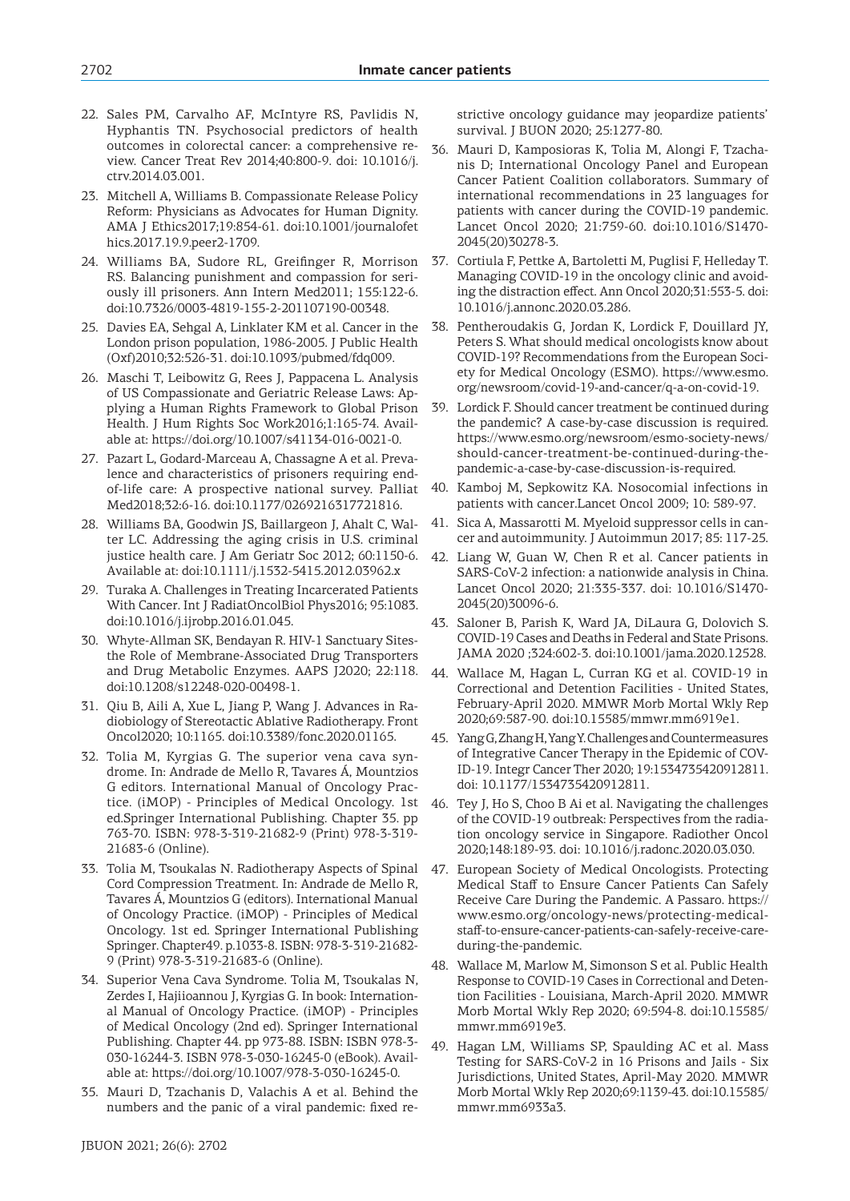22. Sales PM, Carvalho AF, McIntyre RS, Pavlidis N, Hyphantis TN. Psychosocial predictors of health outcomes in colorectal cancer: a comprehensive review. Cancer Treat Rev 2014;40:800-9. doi: 10.1016/j.ctrv.2014.03.001.
23. Mitchell A, Williams B. Compassionate Release Policy Reform: Physicians as Advocates for Human Dignity. AMA J Ethics2017;19:854-61. doi:10.1001/journalofethics.2017.19.9.peer2-1709.
24. Williams BA, Sudore RL, Greifinger R, Morrison RS. Balancing punishment and compassion for seriously ill prisoners. Ann Intern Med2011; 155:122-6. doi:10.7326/0003-4819-155-2-201107190-00348.
25. Davies EA, Sehgal A, Linklater KM et al. Cancer in the London prison population, 1986-2005. J Public Health (Oxf)2010;32:526-31. doi:10.1093/pubmed/fdq009.
26. Maschi T, Leibowitz G, Rees J, Pappacena L. Analysis of US Compassionate and Geriatric Release Laws: Applying a Human Rights Framework to Global Prison Health. J Hum Rights Soc Work2016;1:165-74. Available at: https://doi.org/10.1007/s41134-016-0021-0.
27. Pazart L, Godard-Marceau A, Chassagne A et al. Prevalence and characteristics of prisoners requiring end-of-life care: A prospective national survey. Palliat Med2018;32:6-16. doi:10.1177/0269216317721816.
28. Williams BA, Goodwin JS, Baillargeon J, Ahalt C, Walter LC. Addressing the aging crisis in U.S. criminal justice health care. J Am Geriatr Soc 2012; 60:1150-6. Available at: doi:10.1111/j.1532-5415.2012.03962.x
29. Turaka A. Challenges in Treating Incarcerated Patients With Cancer. Int J RadiatOncolBiol Phys2016; 95:1083. doi:10.1016/j.ijrobp.2016.01.045.
30. Whyte-Allman SK, Bendayan R. HIV-1 Sanctuary Sites-the Role of Membrane-Associated Drug Transporters and Drug Metabolic Enzymes. AAPS J2020; 22:118. doi:10.1208/s12248-020-00498-1.
31. Qiu B, Aili A, Xue L, Jiang P, Wang J. Advances in Radiobiology of Stereotactic Ablative Radiotherapy. Front Oncol2020; 10:1165. doi:10.3389/fonc.2020.01165.
32. Tolia M, Kyrgias G. The superior vena cava syndrome. In: Andrade de Mello R, Tavares Á, Mountzios G editors. International Manual of Oncology Practice. (iMOP) - Principles of Medical Oncology. 1st ed.Springer International Publishing. Chapter 35. pp 763-70. ISBN: 978-3-319-21682-9 (Print) 978-3-319-21683-6 (Online).
33. Tolia M, Tsoukalas N. Radiotherapy Aspects of Spinal Cord Compression Treatment. In: Andrade de Mello R, Tavares Á, Mountzios G (editors). International Manual of Oncology Practice. (iMOP) - Principles of Medical Oncology. 1st ed. Springer International Publishing Springer. Chapter49. p.1033-8. ISBN: 978-3-319-21682-9 (Print) 978-3-319-21683-6 (Online).
34. Superior Vena Cava Syndrome. Tolia M, Tsoukalas N, Zerdes I, Hajiioannou J, Kyrgias G. In book: International Manual of Oncology Practice. (iMOP) - Principles of Medical Oncology (2nd ed). Springer International Publishing. Chapter 44. pp 973-88. ISBN: ISBN 978-3-030-16244-3. ISBN 978-3-030-16245-0 (eBook). Available at: https://doi.org/10.1007/978-3-030-16245-0.
35. Mauri D, Tzachanis D, Valachis A et al. Behind the numbers and the panic of a viral pandemic: fixed restrictive oncology guidance may jeopardize patients' survival. J BUON 2020; 25:1277-80.
36. Mauri D, Kamposioras K, Tolia M, Alongi F, Tzachanis D; International Oncology Panel and European Cancer Patient Coalition collaborators. Summary of international recommendations in 23 languages for patients with cancer during the COVID-19 pandemic. Lancet Oncol 2020; 21:759-60. doi:10.1016/S1470-2045(20)30278-3.
37. Cortiula F, Pettke A, Bartoletti M, Puglisi F, Helleday T. Managing COVID-19 in the oncology clinic and avoiding the distraction effect. Ann Oncol 2020;31:553-5. doi: 10.1016/j.annonc.2020.03.286.
38. Pentheroudakis G, Jordan K, Lordick F, Douillard JY, Peters S. What should medical oncologists know about COVID-19? Recommendations from the European Society for Medical Oncology (ESMO). https://www.esmo.org/newsroom/covid-19-and-cancer/q-a-on-covid-19.
39. Lordick F. Should cancer treatment be continued during the pandemic? A case-by-case discussion is required. https://www.esmo.org/newsroom/esmo-society-news/should-cancer-treatment-be-continued-during-the-pandemic-a-case-by-case-discussion-is-required.
40. Kamboj M, Sepkowitz KA. Nosocomial infections in patients with cancer.Lancet Oncol 2009; 10: 589-97.
41. Sica A, Massarotti M. Myeloid suppressor cells in cancer and autoimmunity. J Autoimmun 2017; 85: 117-25.
42. Liang W, Guan W, Chen R et al. Cancer patients in SARS-CoV-2 infection: a nationwide analysis in China. Lancet Oncol 2020; 21:335-337. doi: 10.1016/S1470-2045(20)30096-6.
43. Saloner B, Parish K, Ward JA, DiLaura G, Dolovich S. COVID-19 Cases and Deaths in Federal and State Prisons. JAMA 2020 ;324:602-3. doi:10.1001/jama.2020.12528.
44. Wallace M, Hagan L, Curran KG et al. COVID-19 in Correctional and Detention Facilities - United States, February-April 2020. MMWR Morb Mortal Wkly Rep 2020;69:587-90. doi:10.15585/mmwr.mm6919e1.
45. Yang G, Zhang H, Yang Y. Challenges and Countermeasures of Integrative Cancer Therapy in the Epidemic of COVID-19. Integr Cancer Ther 2020; 19:1534735420912811. doi: 10.1177/1534735420912811.
46. Tey J, Ho S, Choo B Ai et al. Navigating the challenges of the COVID-19 outbreak: Perspectives from the radiation oncology service in Singapore. Radiother Oncol 2020;148:189-93. doi: 10.1016/j.radonc.2020.03.030.
47. European Society of Medical Oncologists. Protecting Medical Staff to Ensure Cancer Patients Can Safely Receive Care During the Pandemic. A Passaro. https://www.esmo.org/oncology-news/protecting-medical-staff-to-ensure-cancer-patients-can-safely-receive-care-during-the-pandemic.
48. Wallace M, Marlow M, Simonson S et al. Public Health Response to COVID-19 Cases in Correctional and Detention Facilities - Louisiana, March-April 2020. MMWR Morb Mortal Wkly Rep 2020; 69:594-8. doi:10.15585/mmwr.mm6919e3.
49. Hagan LM, Williams SP, Spaulding AC et al. Mass Testing for SARS-CoV-2 in 16 Prisons and Jails - Six Jurisdictions, United States, April-May 2020. MMWR Morb Mortal Wkly Rep 2020;69:1139-43. doi:10.15585/mmwr.mm6933a3.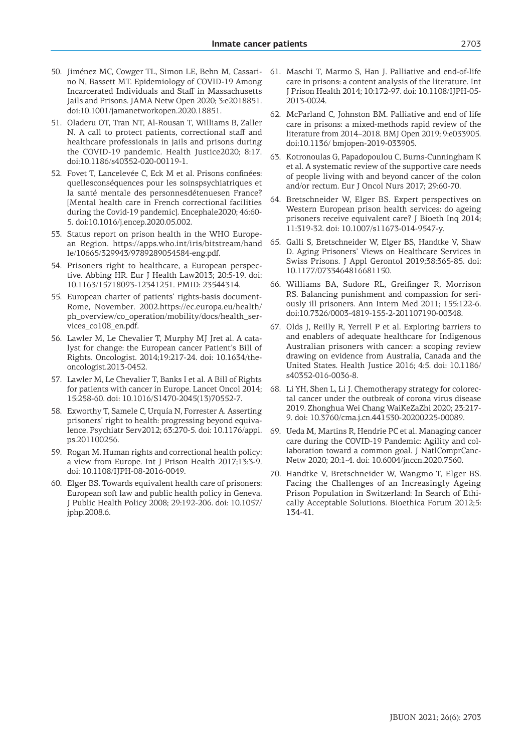50. Jiménez MC, Cowger TL, Simon LE, Behn M, Cassarino N, Bassett MT. Epidemiology of COVID-19 Among Incarcerated Individuals and Staff in Massachusetts Jails and Prisons. JAMA Netw Open 2020; 3:e2018851. doi:10.1001/jamanetworkopen.2020.18851.
51. Oladeru OT, Tran NT, Al-Rousan T, Williams B, Zaller N. A call to protect patients, correctional staff and healthcare professionals in jails and prisons during the COVID-19 pandemic. Health Justice2020; 8:17. doi:10.1186/s40352-020-00119-1.
52. Fovet T, Lancelevée C, Eck M et al. Prisons confinées: quellesconséquences pour les soinspsychiatriques et la santé mentale des personnesdétenuesen France? [Mental health care in French correctional facilities during the Covid-19 pandemic]. Encephale2020; 46:60-5. doi:10.1016/j.encep.2020.05.002.
53. Status report on prison health in the WHO European Region. https://apps.who.int/iris/bitstream/handle/10665/329943/9789289054584-eng.pdf.
54. Prisoners right to healthcare, a European perspective. Abbing HR. Eur J Health Law2013; 20:5-19. doi: 10.1163/15718093-12341251. PMID: 23544314.
55. European charter of patients' rights-basis document-Rome, November. 2002.https://ec.europa.eu/health/ph_overview/co_operation/mobility/docs/health_services_co108_en.pdf.
56. Lawler M, Le Chevalier T, Murphy MJ Jret al. A catalyst for change: the European cancer Patient's Bill of Rights. Oncologist. 2014;19:217-24. doi: 10.1634/theoncologist.2013-0452.
57. Lawler M, Le Chevalier T, Banks I et al. A Bill of Rights for patients with cancer in Europe. Lancet Oncol 2014; 15:258-60. doi: 10.1016/S1470-2045(13)70552-7.
58. Exworthy T, Samele C, Urquía N, Forrester A. Asserting prisoners' right to health: progressing beyond equivalence. Psychiatr Serv2012; 63:270-5. doi: 10.1176/appi.ps.201100256.
59. Rogan M. Human rights and correctional health policy: a view from Europe. Int J Prison Health 2017;13:3-9. doi: 10.1108/IJPH-08-2016-0049.
60. Elger BS. Towards equivalent health care of prisoners: European soft law and public health policy in Geneva. J Public Health Policy 2008; 29:192-206. doi: 10.1057/jphp.2008.6.
61. Maschi T, Marmo S, Han J. Palliative and end-of-life care in prisons: a content analysis of the literature. Int J Prison Health 2014; 10:172-97. doi: 10.1108/IJPH-05-2013-0024.
62. McParland C, Johnston BM. Palliative and end of life care in prisons: a mixed-methods rapid review of the literature from 2014–2018. BMJ Open 2019; 9:e033905. doi:10.1136/ bmjopen-2019-033905.
63. Kotronoulas G, Papadopoulou C, Burns-Cunningham K et al. A systematic review of the supportive care needs of people living with and beyond cancer of the colon and/or rectum. Eur J Oncol Nurs 2017; 29:60-70.
64. Bretschneider W, Elger BS. Expert perspectives on Western European prison health services: do ageing prisoners receive equivalent care? J Bioeth Inq 2014; 11:319-32. doi: 10.1007/s11673-014-9547-y.
65. Galli S, Bretschneider W, Elger BS, Handtke V, Shaw D. Aging Prisoners' Views on Healthcare Services in Swiss Prisons. J Appl Gerontol 2019;38:365-85. doi: 10.1177/0733464816681150.
66. Williams BA, Sudore RL, Greifinger R, Morrison RS. Balancing punishment and compassion for seriously ill prisoners. Ann Intern Med 2011; 155:122-6. doi:10.7326/0003-4819-155-2-201107190-00348.
67. Olds J, Reilly R, Yerrell P et al. Exploring barriers to and enablers of adequate healthcare for Indigenous Australian prisoners with cancer: a scoping review drawing on evidence from Australia, Canada and the United States. Health Justice 2016; 4:5. doi: 10.1186/s40352-016-0036-8.
68. Li YH, Shen L, Li J. Chemotherapy strategy for colorectal cancer under the outbreak of corona virus disease 2019. Zhonghua Wei Chang WaiKeZaZhi 2020; 23:217-9. doi: 10.3760/cma.j.cn.441530-20200225-00089.
69. Ueda M, Martins R, Hendrie PC et al. Managing cancer care during the COVID-19 Pandemic: Agility and collaboration toward a common goal. J NatlComprCancNetw 2020; 20:1-4. doi: 10.6004/jnccn.2020.7560.
70. Handtke V, Bretschneider W, Wangmo T, Elger BS. Facing the Challenges of an Increasingly Ageing Prison Population in Switzerland: In Search of Ethically Acceptable Solutions. Bioethica Forum 2012;5: 134-41.